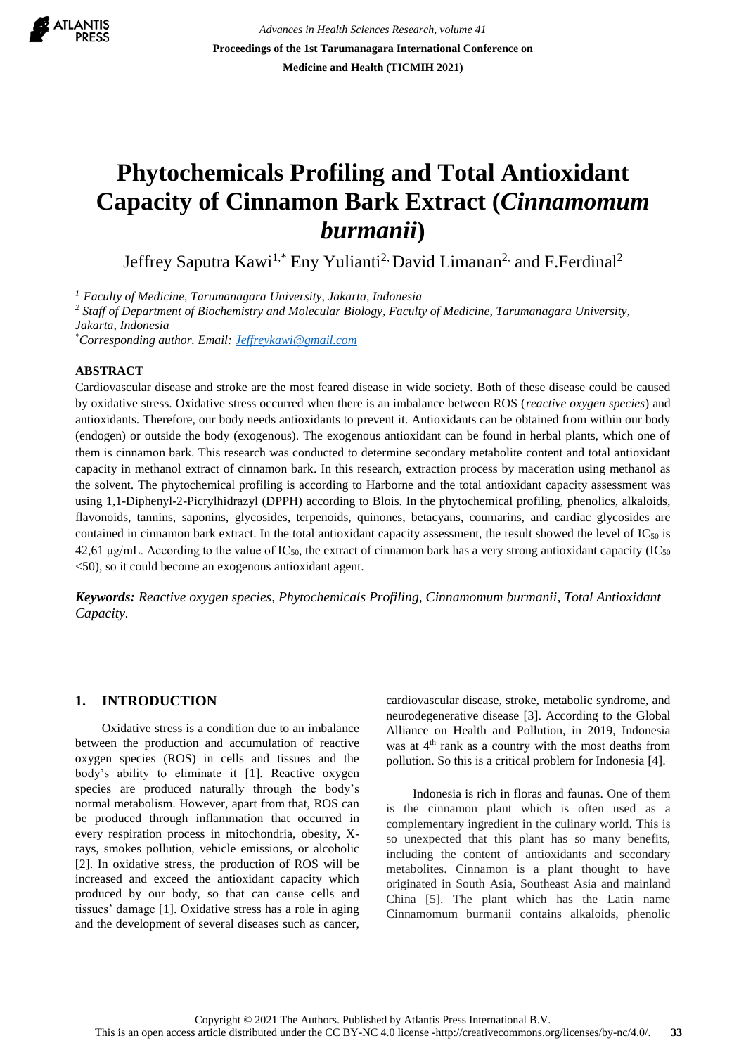# Phytochemicals Profiling and Total Antioxidant Capacity of Cinnamon Bark Extract (*Cinnamomum burmanii*)

Jeffrey Saputra Kawi[1,*] Eny Yulianti[2,] David Limanan[2,] and F.Ferdinal[2]

[1] *Faculty of Medicine, Tarumanagara University, Jakarta, Indonesia*

[2] *Staff of Department of Biochemistry and Molecular Biology, Faculty of Medicine, Tarumanagara University, Jakarta, Indonesia*

[*] *Corresponding author. Email: Jeffreykawi@gmail.com*

## ABSTRACT

Cardiovascular disease and stroke are the most feared disease in wide society. Both of these disease could be caused by oxidative stress. Oxidative stress occurred when there is an imbalance between ROS (*reactive oxygen species*) and antioxidants. Therefore, our body needs antioxidants to prevent it. Antioxidants can be obtained from within our body (endogen) or outside the body (exogenous). The exogenous antioxidant can be found in herbal plants, which one of them is cinnamon bark. This research was conducted to determine secondary metabolite content and total antioxidant capacity in methanol extract of cinnamon bark. In this research, extraction process by maceration using methanol as the solvent. The phytochemical profiling is according to Harborne and the total antioxidant capacity assessment was using 1,1-Diphenyl-2-Picrylhidrazyl (DPPH) according to Blois. In the phytochemical profiling, phenolics, alkaloids, flavonoids, tannins, saponins, glycosides, terpenoids, quinones, betacyans, coumarins, and cardiac glycosides are contained in cinnamon bark extract. In the total antioxidant capacity assessment, the result showed the level of $IC_{50}$ is 42,61 μg/mL. According to the value of $IC_{50}$, the extract of cinnamon bark has a very strong antioxidant capacity ($IC_{50}$ <50), so it could become an exogenous antioxidant agent.

***Keywords:*** *Reactive oxygen species, Phytochemicals Profiling, Cinnamomum burmanii, Total Antioxidant Capacity.*

## 1. INTRODUCTION

Oxidative stress is a condition due to an imbalance between the production and accumulation of reactive oxygen species (ROS) in cells and tissues and the body's ability to eliminate it [1]. Reactive oxygen species are produced naturally through the body's normal metabolism. However, apart from that, ROS can be produced through inflammation that occurred in every respiration process in mitochondria, obesity, X-rays, smokes pollution, vehicle emissions, or alcoholic [2]. In oxidative stress, the production of ROS will be increased and exceed the antioxidant capacity which produced by our body, so that can cause cells and tissues' damage [1]. Oxidative stress has a role in aging and the development of several diseases such as cancer, cardiovascular disease, stroke, metabolic syndrome, and neurodegenerative disease [3]. According to the Global Alliance on Health and Pollution, in 2019, Indonesia was at 4th rank as a country with the most deaths from pollution. So this is a critical problem for Indonesia [4].

Indonesia is rich in floras and faunas. One of them is the cinnamon plant which is often used as a complementary ingredient in the culinary world. This is so unexpected that this plant has so many benefits, including the content of antioxidants and secondary metabolites. Cinnamon is a plant thought to have originated in South Asia, Southeast Asia and mainland China [5]. The plant which has the Latin name Cinnamomum burmanii contains alkaloids, phenolic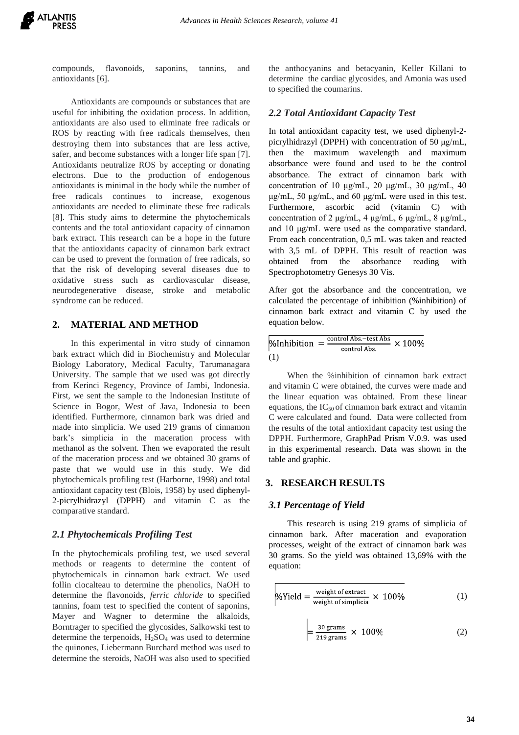compounds, flavonoids, saponins, tannins, and antioxidants [6].

Antioxidants are compounds or substances that are useful for inhibiting the oxidation process. In addition, antioxidants are also used to eliminate free radicals or ROS by reacting with free radicals themselves, then destroying them into substances that are less active, safer, and become substances with a longer life span [7]. Antioxidants neutralize ROS by accepting or donating electrons. Due to the production of endogenous antioxidants is minimal in the body while the number of free radicals continues to increase, exogenous antioxidants are needed to eliminate these free radicals [8]. This study aims to determine the phytochemicals contents and the total antioxidant capacity of cinnamon bark extract. This research can be a hope in the future that the antioxidants capacity of cinnamon bark extract can be used to prevent the formation of free radicals, so that the risk of developing several diseases due to oxidative stress such as cardiovascular disease, neurodegenerative disease, stroke and metabolic syndrome can be reduced.

## 2. MATERIAL AND METHOD

In this experimental in vitro study of cinnamon bark extract which did in Biochemistry and Molecular Biology Laboratory, Medical Faculty, Tarumanagara University. The sample that we used was got directly from Kerinci Regency, Province of Jambi, Indonesia. First, we sent the sample to the Indonesian Institute of Science in Bogor, West of Java, Indonesia to been identified. Furthermore, cinnamon bark was dried and made into simplicia. We used 219 grams of cinnamon bark's simplicia in the maceration process with methanol as the solvent. Then we evaporated the result of the maceration process and we obtained 30 grams of paste that we would use in this study. We did phytochemicals profiling test (Harborne, 1998) and total antioxidant capacity test (Blois, 1958) by used diphenyl-2-picrylhidrazyl (DPPH) and vitamin C as the comparative standard.

### 2.1 Phytochemicals Profiling Test

In the phytochemicals profiling test, we used several methods or reagents to determine the content of phytochemicals in cinnamon bark extract. We used follin ciocalteau to determine the phenolics, NaOH to determine the flavonoids, *ferric chloride* to specified tannins, foam test to specified the content of saponins, Mayer and Wagner to determine the alkaloids, Borntrager to specified the glycosides, Salkowski test to determine the terpenoids, $H_2SO_4$ was used to determine the quinones, Liebermann Burchard method was used to determine the steroids, NaOH was also used to specified the anthocyanins and betacyanin, Keller Killani to determine the cardiac glycosides, and Amonia was used to specified the coumarins.

### 2.2 Total Antioxidant Capacity Test

In total antioxidant capacity test, we used diphenyl-2-picrylhidrazyl (DPPH) with concentration of 50 μg/mL, then the maximum wavelength and maximum absorbance were found and used to be the control absorbance. The extract of cinnamon bark with concentration of 10 μg/mL, 20 μg/mL, 30 μg/mL, 40 μg/mL, 50 μg/mL, and 60 μg/mL were used in this test. Furthermore, ascorbic acid (vitamin C) with concentration of 2 μg/mL, 4 μg/mL, 6 μg/mL, 8 μg/mL, and 10 μg/mL were used as the comparative standard. From each concentration, 0,5 mL was taken and reacted with 3,5 mL of DPPH. This result of reaction was obtained from the absorbance reading with Spectrophotometry Genesys 30 Vis.

After got the absorbance and the concentration, we calculated the percentage of inhibition (%inhibition) of cinnamon bark extract and vitamin C by used the equation below.

$$\%\text{Inhibition} = \frac{\text{control Abs.} - \text{test Abs}}{\text{control Abs.}} \times 100\% \quad (1)$$

When the %inhibition of cinnamon bark extract and vitamin C were obtained, the curves were made and the linear equation was obtained. From these linear equations, the $IC_{50}$ of cinnamon bark extract and vitamin C were calculated and found. Data were collected from the results of the total antioxidant capacity test using the DPPH. Furthermore, GraphPad Prism V.0.9. was used in this experimental research. Data was shown in the table and graphic.

## 3. RESEARCH RESULTS

### 3.1 Percentage of Yield

This research is using 219 grams of simplicia of cinnamon bark. After maceration and evaporation processes, weight of the extract of cinnamon bark was 30 grams. So the yield was obtained 13,69% with the equation:

$$\%\text{Yield} = \frac{\text{weight of extract}}{\text{weight of simplicia}} \times 100\% \quad (1)$$

$$= \frac{30 \text{ grams}}{219 \text{ grams}} \times 100\% \quad (2)$$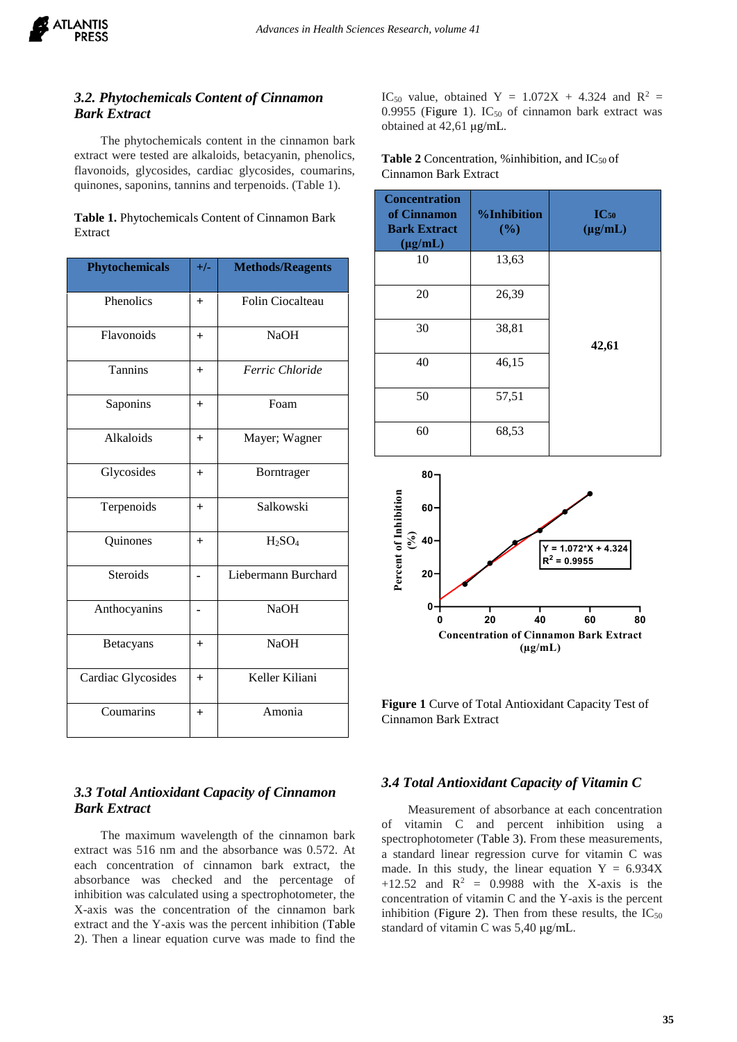### 3.2. Phytochemicals Content of Cinnamon Bark Extract

The phytochemicals content in the cinnamon bark extract were tested are alkaloids, betacyanin, phenolics, flavonoids, glycosides, cardiac glycosides, coumarins, quinones, saponins, tannins and terpenoids. (Table 1).

**Table 1.** Phytochemicals Content of Cinnamon Bark Extract

| Phytochemicals | +/- | Methods/Reagents |
|---|---|---|
| Phenolics | + | Folin Ciocalteau |
| Flavonoids | + | NaOH |
| Tannins | + | *Ferric Chloride* |
| Saponins | + | Foam |
| Alkaloids | + | Mayer; Wagner |
| Glycosides | + | Borntrager |
| Terpenoids | + | Salkowski |
| Quinones | + | $H_2SO_4$ |
| Steroids | - | Liebermann Burchard |
| Anthocyanins | - | NaOH |
| Betacyans | + | NaOH |
| Cardiac Glycosides | + | Keller Kiliani |
| Coumarins | + | Amonia |

### 3.3 Total Antioxidant Capacity of Cinnamon Bark Extract

The maximum wavelength of the cinnamon bark extract was 516 nm and the absorbance was 0.572. At each concentration of cinnamon bark extract, the absorbance was checked and the percentage of inhibition was calculated using a spectrophotometer, the X-axis was the concentration of the cinnamon bark extract and the Y-axis was the percent inhibition (Table 2). Then a linear equation curve was made to find the $IC_{50}$ value, obtained Y = 1.072X + 4.324 and $R^2$ = 0.9955 (Figure 1). $IC_{50}$ of cinnamon bark extract was obtained at 42,61 μg/mL.

**Table 2** Concentration, %inhibition, and $IC_{50}$ of Cinnamon Bark Extract

| Concentration of Cinnamon Bark Extract (μg/mL) | %Inhibition (%) | $IC_{50}$ (μg/mL) |
|---|---|---|
| 10 | 13,63 | **42,61** |
| 20 | 26,39 | |
| 30 | 38,81 | |
| 40 | 46,15 | |
| 50 | 57,51 | |
| 60 | 68,53 | |

**Figure 1** Curve of Total Antioxidant Capacity Test of Cinnamon Bark Extract

### 3.4 Total Antioxidant Capacity of Vitamin C

Measurement of absorbance at each concentration of vitamin C and percent inhibition using a spectrophotometer (Table 3). From these measurements, a standard linear regression curve for vitamin C was made. In this study, the linear equation Y = 6.934X +12.52 and $R^2$ = 0.9988 with the X-axis is the concentration of vitamin C and the Y-axis is the percent inhibition (Figure 2). Then from these results, the $IC_{50}$ standard of vitamin C was 5,40 μg/mL.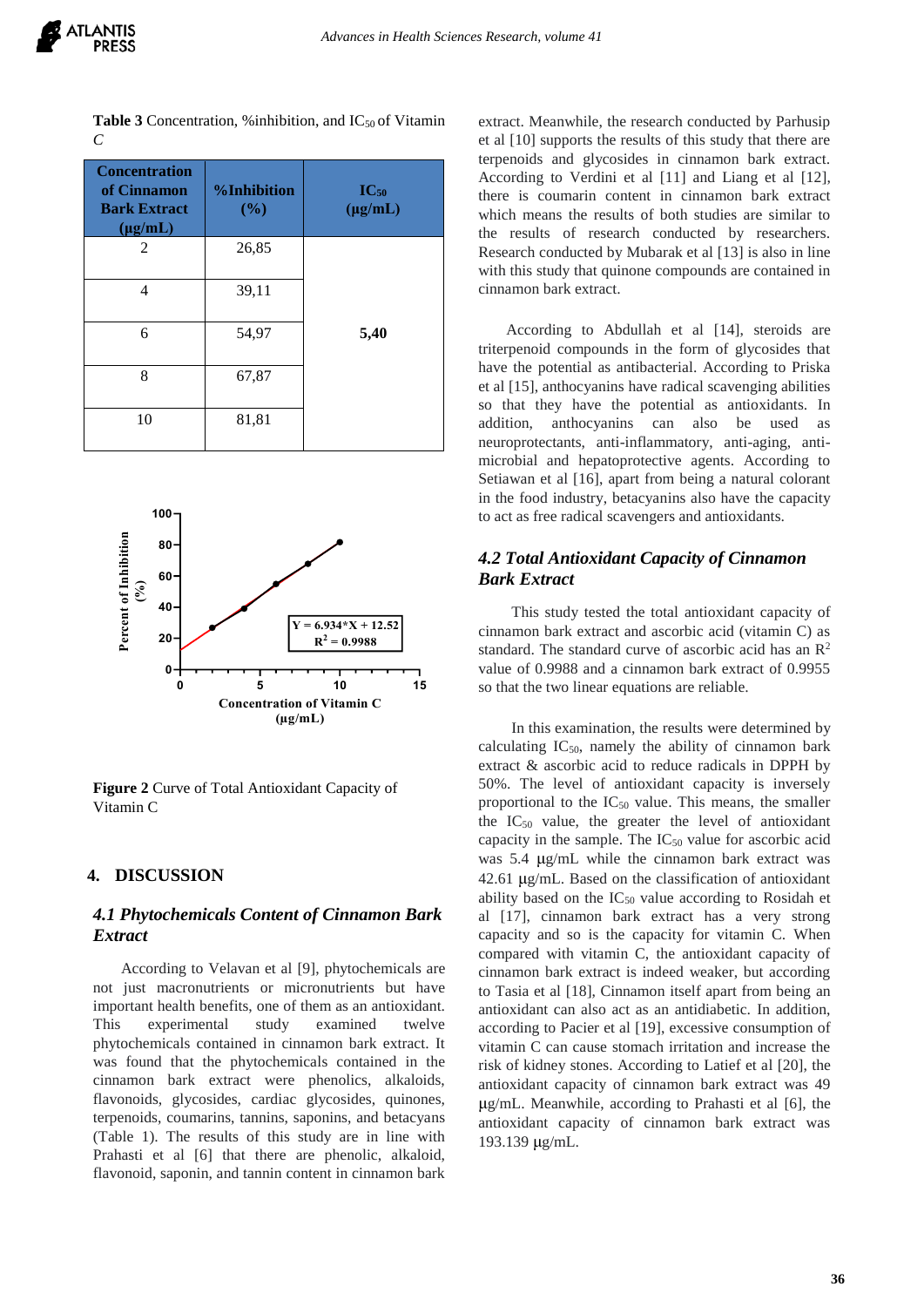**Table 3** Concentration, %inhibition, and $IC_{50}$ of Vitamin C

| Concentration of Cinnamon Bark Extract (μg/mL) | %Inhibition (%) | $IC_{50}$ (μg/mL) |
|---|---|---|
| 2 | 26,85 | |
| 4 | 39,11 | |
| 6 | 54,97 | 5,40 |
| 8 | 67,87 | |
| 10 | 81,81 | |

**Figure 2** Curve of Total Antioxidant Capacity of Vitamin C

## 4. DISCUSSION

### 4.1 Phytochemicals Content of Cinnamon Bark Extract

According to Velavan et al [9], phytochemicals are not just macronutrients or micronutrients but have important health benefits, one of them as an antioxidant. This experimental study examined twelve phytochemicals contained in cinnamon bark extract. It was found that the phytochemicals contained in the cinnamon bark extract were phenolics, alkaloids, flavonoids, glycosides, cardiac glycosides, quinones, terpenoids, coumarins, tannins, saponins, and betacyans (Table 1). The results of this study are in line with Prahasti et al [6] that there are phenolic, alkaloid, flavonoid, saponin, and tannin content in cinnamon bark extract. Meanwhile, the research conducted by Parhusip et al [10] supports the results of this study that there are terpenoids and glycosides in cinnamon bark extract. According to Verdini et al [11] and Liang et al [12], there is coumarin content in cinnamon bark extract which means the results of both studies are similar to the results of research conducted by researchers. Research conducted by Mubarak et al [13] is also in line with this study that quinone compounds are contained in cinnamon bark extract.

According to Abdullah et al [14], steroids are triterpenoid compounds in the form of glycosides that have the potential as antibacterial. According to Priska et al [15], anthocyanins have radical scavenging abilities so that they have the potential as antioxidants. In addition, anthocyanins can also be used as neuroprotectants, anti-inflammatory, anti-aging, anti-microbial and hepatoprotective agents. According to Setiawan et al [16], apart from being a natural colorant in the food industry, betacyanins also have the capacity to act as free radical scavengers and antioxidants.

### 4.2 Total Antioxidant Capacity of Cinnamon Bark Extract

This study tested the total antioxidant capacity of cinnamon bark extract and ascorbic acid (vitamin C) as standard. The standard curve of ascorbic acid has an $R^2$ value of 0.9988 and a cinnamon bark extract of 0.9955 so that the two linear equations are reliable.

In this examination, the results were determined by calculating $IC_{50}$, namely the ability of cinnamon bark extract & ascorbic acid to reduce radicals in DPPH by 50%. The level of antioxidant capacity is inversely proportional to the $IC_{50}$ value. This means, the smaller the $IC_{50}$ value, the greater the level of antioxidant capacity in the sample. The $IC_{50}$ value for ascorbic acid was 5.4 μg/mL while the cinnamon bark extract was 42.61 μg/mL. Based on the classification of antioxidant ability based on the $IC_{50}$ value according to Rosidah et al [17], cinnamon bark extract has a very strong capacity and so is the capacity for vitamin C. When compared with vitamin C, the antioxidant capacity of cinnamon bark extract is indeed weaker, but according to Tasia et al [18], Cinnamon itself apart from being an antioxidant can also act as an antidiabetic. In addition, according to Pacier et al [19], excessive consumption of vitamin C can cause stomach irritation and increase the risk of kidney stones. According to Latief et al [20], the antioxidant capacity of cinnamon bark extract was 49 μg/mL. Meanwhile, according to Prahasti et al [6], the antioxidant capacity of cinnamon bark extract was 193.139 μg/mL.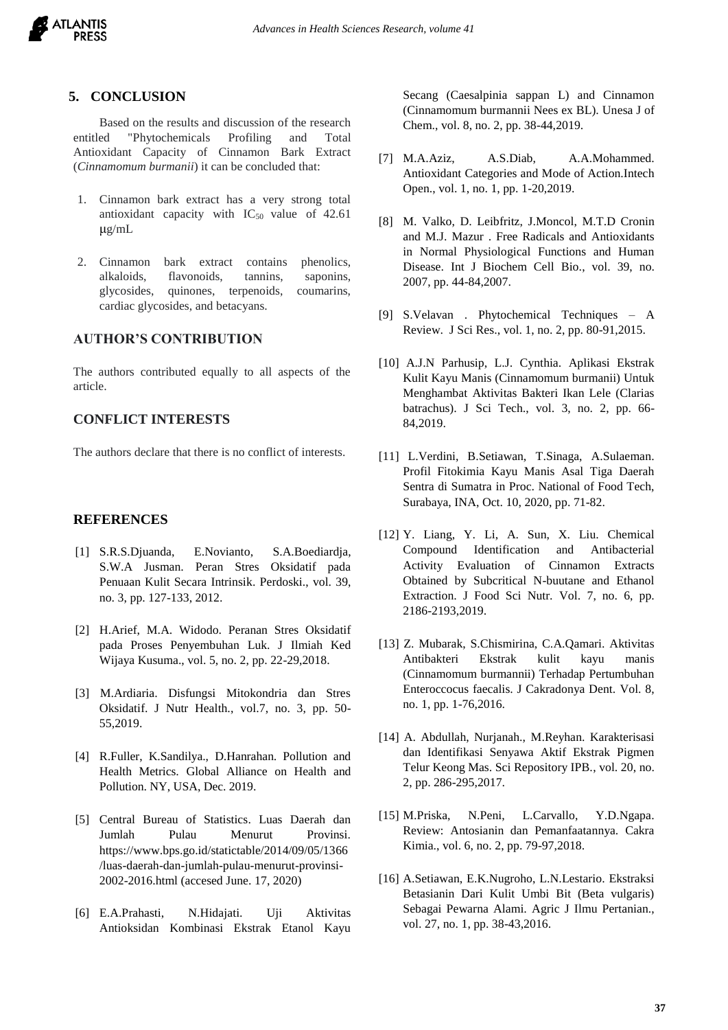## 5. CONCLUSION

Based on the results and discussion of the research entitled "Phytochemicals Profiling and Total Antioxidant Capacity of Cinnamon Bark Extract (*Cinnamomum burmanii*) it can be concluded that:

1. Cinnamon bark extract has a very strong total antioxidant capacity with $IC_{50}$ value of 42.61 μg/mL
2. Cinnamon bark extract contains phenolics, alkaloids, flavonoids, tannins, saponins, glycosides, quinones, terpenoids, coumarins, cardiac glycosides, and betacyans.

## AUTHOR'S CONTRIBUTION

The authors contributed equally to all aspects of the article.

## CONFLICT INTERESTS

The authors declare that there is no conflict of interests.

## REFERENCES

[1] S.R.S.Djuanda, E.Novianto, S.A.Boediardja, S.W.A Jusman. Peran Stres Oksidatif pada Penuaan Kulit Secara Intrinsik. Perdoski., vol. 39, no. 3, pp. 127-133, 2012.

[2] H.Arief, M.A. Widodo. Peranan Stres Oksidatif pada Proses Penyembuhan Luk. J Ilmiah Ked Wijaya Kusuma., vol. 5, no. 2, pp. 22-29,2018.

[3] M.Ardiaria. Disfungsi Mitokondria dan Stres Oksidatif. J Nutr Health., vol.7, no. 3, pp. 50-55,2019.

[4] R.Fuller, K.Sandilya., D.Hanrahan. Pollution and Health Metrics. Global Alliance on Health and Pollution. NY, USA, Dec. 2019.

[5] Central Bureau of Statistics. Luas Daerah dan Jumlah Pulau Menurut Provinsi. https://www.bps.go.id/statictable/2014/09/05/1366/luas-daerah-dan-jumlah-pulau-menurut-provinsi-2002-2016.html (accesed June. 17, 2020)

[6] E.A.Prahasti, N.Hidajati. Uji Aktivitas Antioksidan Kombinasi Ekstrak Etanol Kayu Secang (Caesalpinia sappan L) and Cinnamon (Cinnamomum burmannii Nees ex BL). Unesa J of Chem., vol. 8, no. 2, pp. 38-44,2019.

[7] M.A.Aziz, A.S.Diab, A.A.Mohammed. Antioxidant Categories and Mode of Action.Intech Open., vol. 1, no. 1, pp. 1-20,2019.

[8] M. Valko, D. Leibfritz, J.Moncol, M.T.D Cronin and M.J. Mazur . Free Radicals and Antioxidants in Normal Physiological Functions and Human Disease. Int J Biochem Cell Bio., vol. 39, no. 2007, pp. 44-84,2007.

[9] S.Velavan . Phytochemical Techniques – A Review. J Sci Res., vol. 1, no. 2, pp. 80-91,2015.

[10] A.J.N Parhusip, L.J. Cynthia. Aplikasi Ekstrak Kulit Kayu Manis (Cinnamomum burmanii) Untuk Menghambat Aktivitas Bakteri Ikan Lele (Clarias batrachus). J Sci Tech., vol. 3, no. 2, pp. 66-84,2019.

[11] L.Verdini, B.Setiawan, T.Sinaga, A.Sulaeman. Profil Fitokimia Kayu Manis Asal Tiga Daerah Sentra di Sumatra in Proc. National of Food Tech, Surabaya, INA, Oct. 10, 2020, pp. 71-82.

[12] Y. Liang, Y. Li, A. Sun, X. Liu. Chemical Compound Identification and Antibacterial Activity Evaluation of Cinnamon Extracts Obtained by Subcritical N-buutane and Ethanol Extraction. J Food Sci Nutr. Vol. 7, no. 6, pp. 2186-2193,2019.

[13] Z. Mubarak, S.Chismirina, C.A.Qamari. Aktivitas Antibakteri Ekstrak kulit kayu manis (Cinnamomum burmannii) Terhadap Pertumbuhan Enteroccocus faecalis. J Cakradonya Dent. Vol. 8, no. 1, pp. 1-76,2016.

[14] A. Abdullah, Nurjanah., M.Reyhan. Karakterisasi dan Identifikasi Senyawa Aktif Ekstrak Pigmen Telur Keong Mas. Sci Repository IPB., vol. 20, no. 2, pp. 286-295,2017.

[15] M.Priska, N.Peni, L.Carvallo, Y.D.Ngapa. Review: Antosianin dan Pemanfaatannya. Cakra Kimia., vol. 6, no. 2, pp. 79-97,2018.

[16] A.Setiawan, E.K.Nugroho, L.N.Lestario. Ekstraksi Betasianin Dari Kulit Umbi Bit (Beta vulgaris) Sebagai Pewarna Alami. Agric J Ilmu Pertanian., vol. 27, no. 1, pp. 38-43,2016.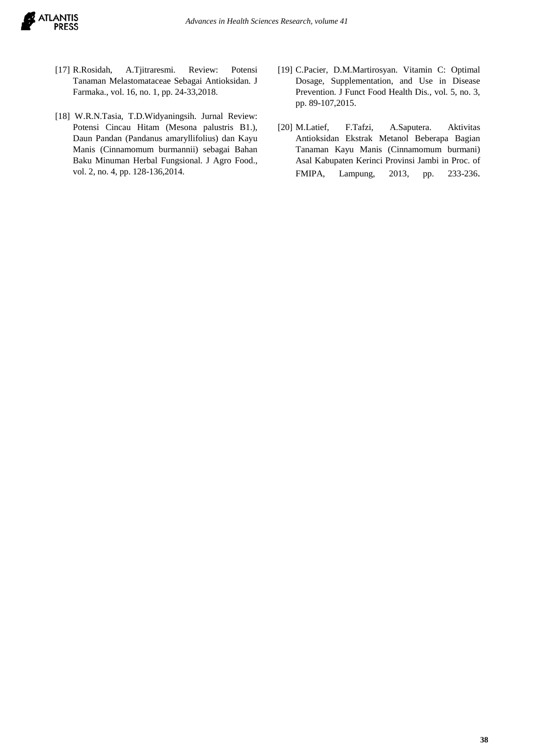[17] R.Rosidah, A.Tjitraresmi. Review: Potensi Tanaman Melastomataceae Sebagai Antioksidan. J Farmaka., vol. 16, no. 1, pp. 24-33,2018.

[18] W.R.N.Tasia, T.D.Widyaningsih. Jurnal Review: Potensi Cincau Hitam (Mesona palustris B1.), Daun Pandan (Pandanus amaryllifolius) dan Kayu Manis (Cinnamomum burmannii) sebagai Bahan Baku Minuman Herbal Fungsional. J Agro Food., vol. 2, no. 4, pp. 128-136,2014.

[19] C.Pacier, D.M.Martirosyan. Vitamin C: Optimal Dosage, Supplementation, and Use in Disease Prevention. J Funct Food Health Dis., vol. 5, no. 3, pp. 89-107,2015.

[20] M.Latief, F.Tafzi, A.Saputera. Aktivitas Antioksidan Ekstrak Metanol Beberapa Bagian Tanaman Kayu Manis (Cinnamomum burmani) Asal Kabupaten Kerinci Provinsi Jambi in Proc. of FMIPA, Lampung, 2013, pp. 233-236.